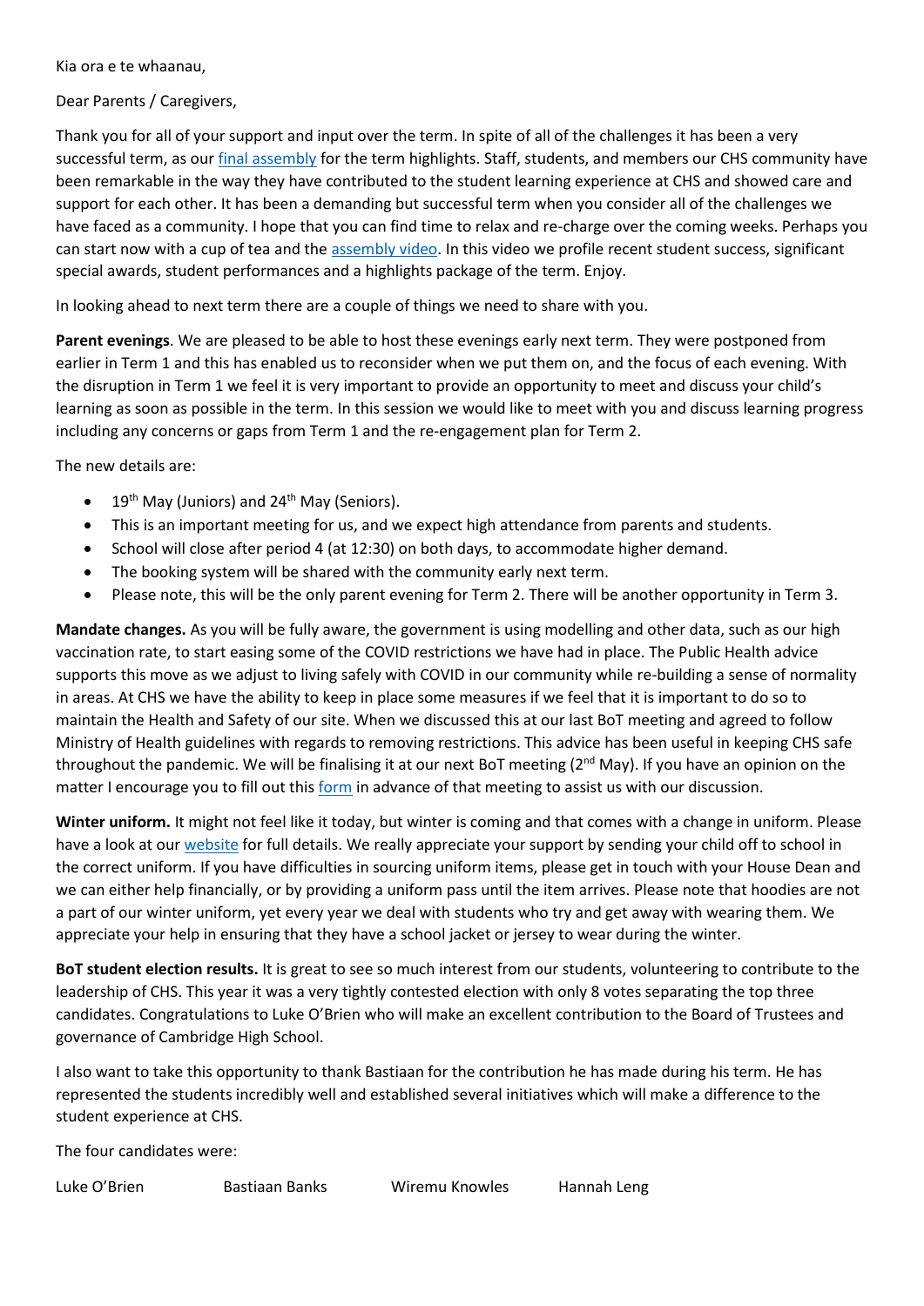Kia ora e te whaanau,

Dear Parents / Caregivers,

Thank you for all of your support and input over the term. In spite of all of the challenges it has been a very successful term, as our final assembly for the term highlights. Staff, students, and members our CHS community have been remarkable in the way they have contributed to the student learning experience at CHS and showed care and support for each other. It has been a demanding but successful term when you consider all of the challenges we have faced as a community. I hope that you can find time to relax and re-charge over the coming weeks. Perhaps you can start now with a cup of tea and the assembly video. In this video we profile recent student success, significant special awards, student performances and a highlights package of the term. Enjoy.

In looking ahead to next term there are a couple of things we need to share with you.

**Parent evenings**. We are pleased to be able to host these evenings early next term. They were postponed from earlier in Term 1 and this has enabled us to reconsider when we put them on, and the focus of each evening. With the disruption in Term 1 we feel it is very important to provide an opportunity to meet and discuss your child's learning as soon as possible in the term. In this session we would like to meet with you and discuss learning progress including any concerns or gaps from Term 1 and the re-engagement plan for Term 2.

The new details are:

- 19th May (Juniors) and 24th May (Seniors).
- This is an important meeting for us, and we expect high attendance from parents and students.
- School will close after period 4 (at 12:30) on both days, to accommodate higher demand.
- The booking system will be shared with the community early next term.
- Please note, this will be the only parent evening for Term 2. There will be another opportunity in Term 3.

**Mandate changes.** As you will be fully aware, the government is using modelling and other data, such as our high vaccination rate, to start easing some of the COVID restrictions we have had in place. The Public Health advice supports this move as we adjust to living safely with COVID in our community while re-building a sense of normality in areas. At CHS we have the ability to keep in place some measures if we feel that it is important to do so to maintain the Health and Safety of our site. When we discussed this at our last BoT meeting and agreed to follow Ministry of Health guidelines with regards to removing restrictions. This advice has been useful in keeping CHS safe throughout the pandemic. We will be finalising it at our next BoT meeting (2nd May). If you have an opinion on the matter I encourage you to fill out this form in advance of that meeting to assist us with our discussion.

**Winter uniform.** It might not feel like it today, but winter is coming and that comes with a change in uniform. Please have a look at our website for full details. We really appreciate your support by sending your child off to school in the correct uniform. If you have difficulties in sourcing uniform items, please get in touch with your House Dean and we can either help financially, or by providing a uniform pass until the item arrives. Please note that hoodies are not a part of our winter uniform, yet every year we deal with students who try and get away with wearing them. We appreciate your help in ensuring that they have a school jacket or jersey to wear during the winter.

**BoT student election results.** It is great to see so much interest from our students, volunteering to contribute to the leadership of CHS. This year it was a very tightly contested election with only 8 votes separating the top three candidates. Congratulations to Luke O'Brien who will make an excellent contribution to the Board of Trustees and governance of Cambridge High School.

I also want to take this opportunity to thank Bastiaan for the contribution he has made during his term. He has represented the students incredibly well and established several initiatives which will make a difference to the student experience at CHS.

The four candidates were:

Luke O'Brien Bastiaan Banks Wiremu Knowles Hannah Leng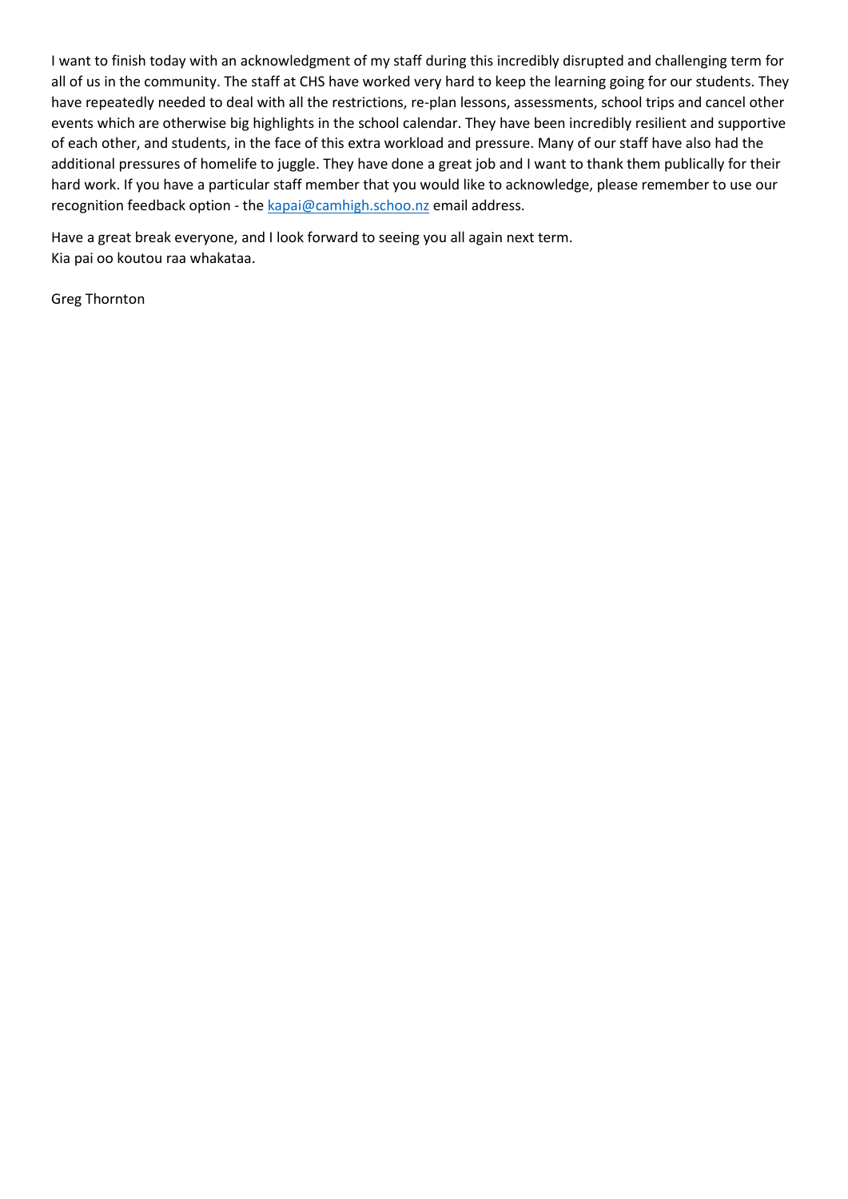I want to finish today with an acknowledgment of my staff during this incredibly disrupted and challenging term for all of us in the community. The staff at CHS have worked very hard to keep the learning going for our students. They have repeatedly needed to deal with all the restrictions, re-plan lessons, assessments, school trips and cancel other events which are otherwise big highlights in the school calendar. They have been incredibly resilient and supportive of each other, and students, in the face of this extra workload and pressure. Many of our staff have also had the additional pressures of homelife to juggle. They have done a great job and I want to thank them publically for their hard work. If you have a particular staff member that you would like to acknowledge, please remember to use our recognition feedback option - the [kapai@camhigh.schoo.nz](mailto:kapai@camhigh.schoo.nz) email address.

Have a great break everyone, and I look forward to seeing you all again next term.
Kia pai oo koutou raa whakataa.

Greg Thornton